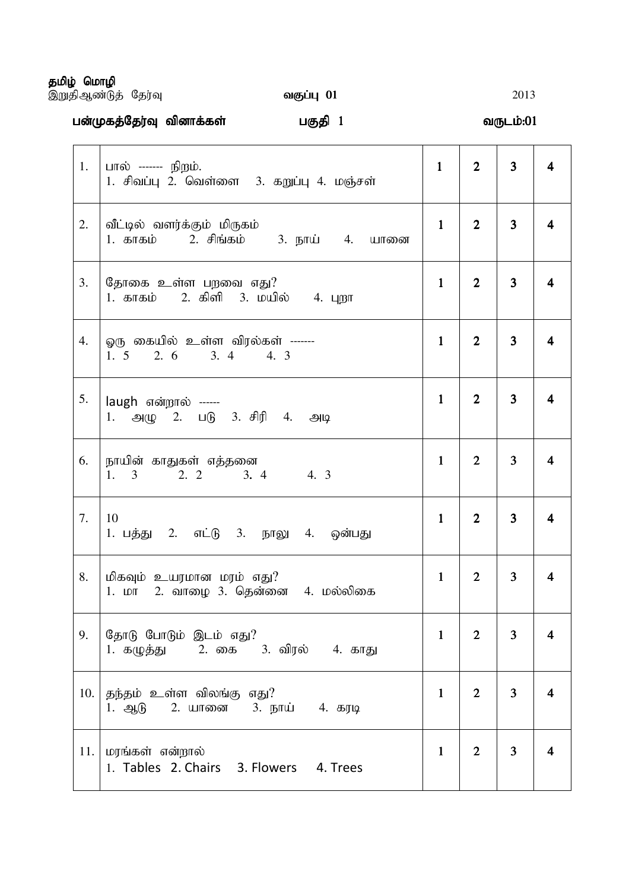**தமிழ் மொழி**

இறுதிஆண்டுத் தேர்வு **வகுப்பு 01** 2013

**பன்முகத்தேர்வு வினாக்கள் பகுதி 1 வருடம்:01**

| | | | | | |
|---|---|---|---|---|---|
| 1. | பால் ------- நிறம்.<br>1. சிவப்பு 2. வெள்ளை 3. கறுப்பு 4. மஞ்சள் | 1 | 2 | 3 | 4 |
| 2. | வீட்டில் வளர்க்கும் மிருகம்<br>1. காகம் 2. சிங்கம் 3. நாய் 4. யானை | 1 | 2 | 3 | 4 |
| 3. | தோகை உள்ள பறவை எது?<br>1. காகம் 2. கிளி 3. மயில் 4. புறா | 1 | 2 | 3 | 4 |
| 4. | ஒரு கையில் உள்ள விரல்கள் -------<br>1. 5 2. 6 3. 4 4. 3 | 1 | 2 | 3 | 4 |
| 5. | laugh என்றால் ------<br>1. அழு 2. படு 3. சிரி 4. அடி | 1 | 2 | 3 | 4 |
| 6. | நாயின் காதுகள் எத்தனை<br>1. 3 2. 2 3. 4 4. 3 | 1 | 2 | 3 | 4 |
| 7. | 10<br>1. பத்து 2. எட்டு 3. நாலு 4. ஒன்பது | 1 | 2 | 3 | 4 |
| 8. | மிகவும் உயரமான மரம் எது?<br>1. மா 2. வாழை 3. தென்னை 4. மல்லிகை | 1 | 2 | 3 | 4 |
| 9. | தோடு போடும் இடம் எது?<br>1. கழுத்து 2. கை 3. விரல் 4. காது | 1 | 2 | 3 | 4 |
| 10. | தந்தம் உள்ள விலங்கு எது?<br>1. ஆடு 2. யானை 3. நாய் 4. கரடி | 1 | 2 | 3 | 4 |
| 11. | மரங்கள் என்றால்<br>1. Tables 2. Chairs 3. Flowers 4. Trees | 1 | 2 | 3 | 4 |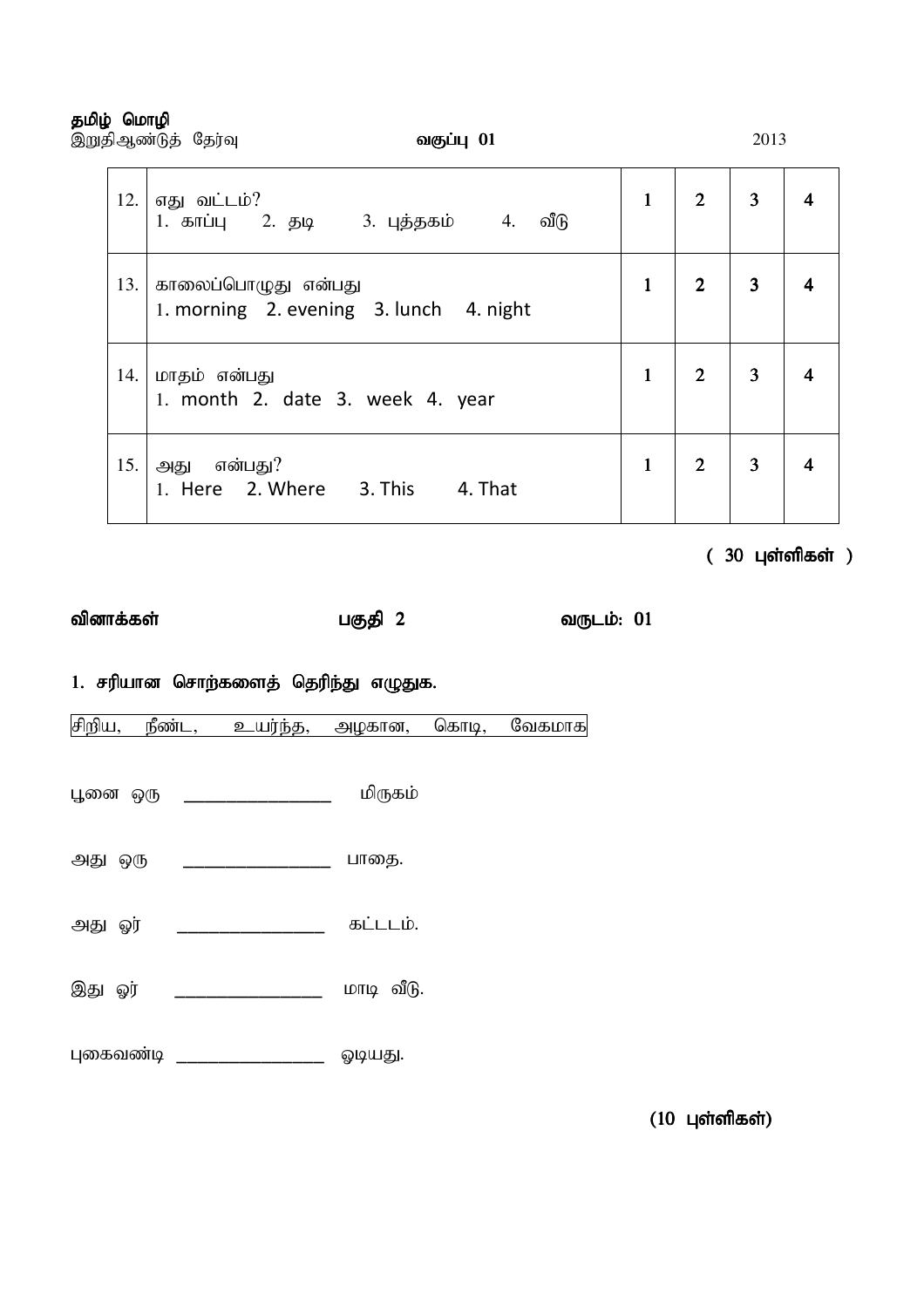தமிழ் மொழி
இறுதிஆண்டுத் தேர்வு　　　　வகுப்பு 01　　　　2013

| | | | | | |
|---|---|---|---|---|---|
| 12. | எது வட்டம்?<br>1. காப்பு 2. தடி 3. புத்தகம் 4. வீடு | 1 | 2 | 3 | 4 |
| 13. | காலைப்பொழுது என்பது<br>1. morning 2. evening 3. lunch 4. night | 1 | 2 | 3 | 4 |
| 14. | மாதம் என்பது<br>1. month 2. date 3. week 4. year | 1 | 2 | 3 | 4 |
| 15. | அது என்பது?<br>1. Here 2. Where 3. This 4. That | 1 | 2 | 3 | 4 |

( 30 புள்ளிகள் )

**வினாக்கள்　　　　பகுதி 2　　　　வருடம்: 01**

**1. சரியான சொற்களைத் தெரிந்து எழுதுக.**

சிறிய, நீண்ட, உயர்ந்த, அழகான, கொடி, வேகமாக

பூனை ஒரு ________________ மிருகம்

அது ஒரு ________________ பாதை.

அது ஓர் ________________ கட்டடம்.

இது ஓர் ________________ மாடி வீடு.

புகைவண்டி ________________ ஓடியது.

(10 புள்ளிகள்)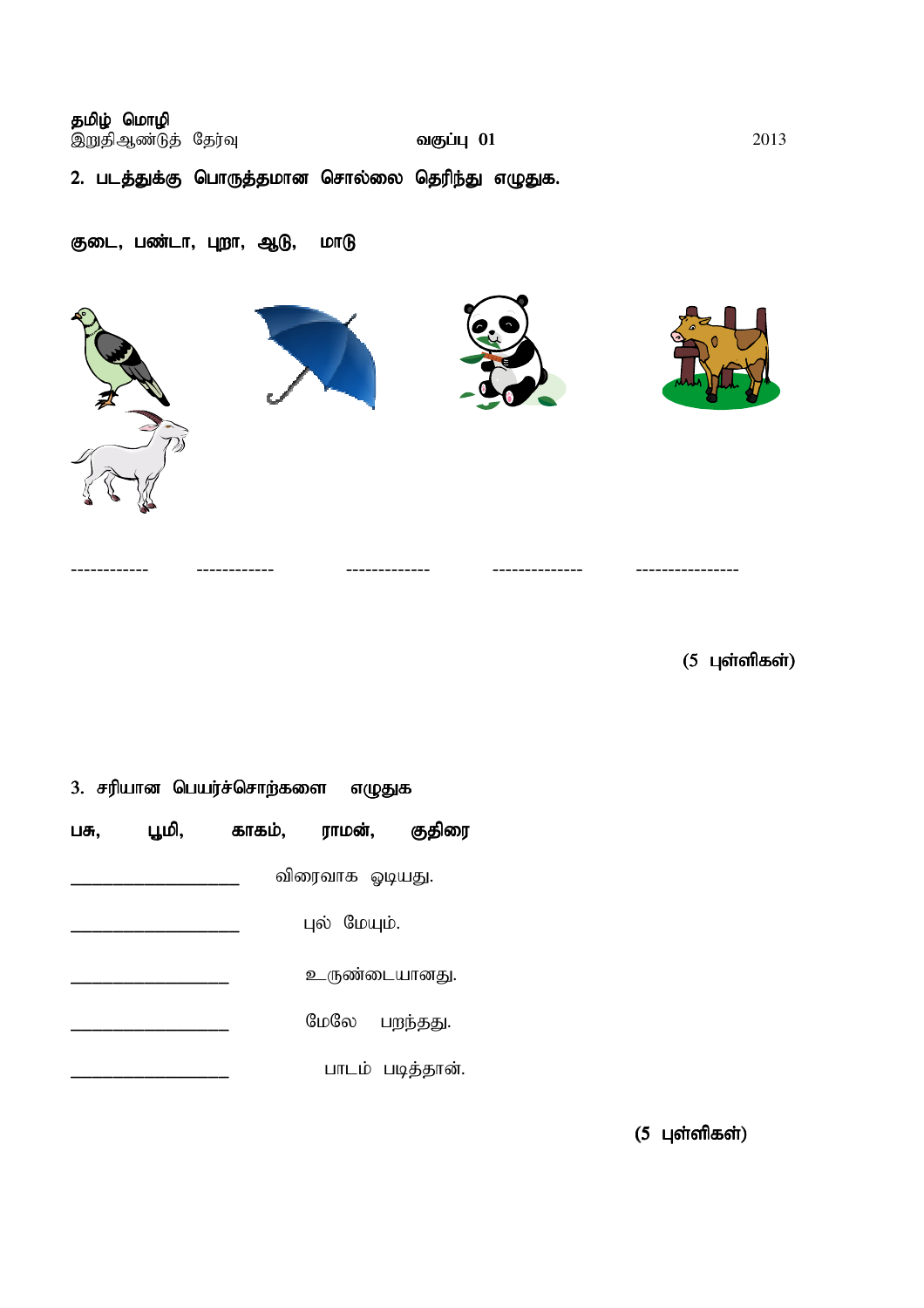**தமிழ் மொழி**

இறுதிஆண்டுத் தேர்வு **வகுப்பு 01** 2013

**2. படத்துக்கு பொருத்தமான சொல்லை தெரிந்து எழுதுக.**

**குடை, பண்டா, புறா, ஆடு, மாடு**

------------ ------------ ------------- -------------- ----------------

**(5 புள்ளிகள்)**

**3. சரியான பெயர்ச்சொற்களை எழுதுக**

**பசு, பூமி, காகம், ராமன், குதிரை**

__________________ விரைவாக ஓடியது.

__________________ புல் மேயும்.

__________________ உருண்டையானது.

__________________ மேலே பறந்தது.

__________________ பாடம் படித்தான்.

**(5 புள்ளிகள்)**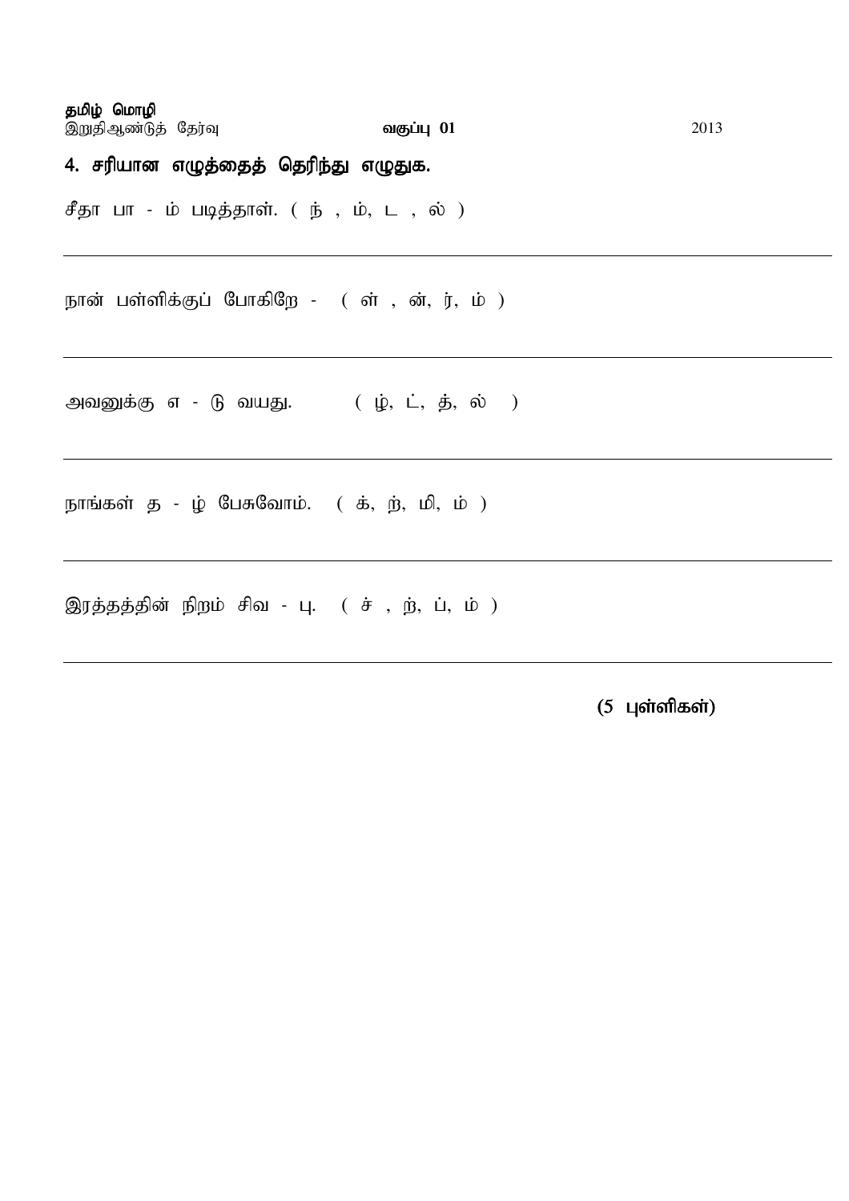4. சரியான எழுத்தைத் தெரிந்து எழுதுக.

சீதா பா - ம் படித்தாள். ( ந் , ம், ட , ல் )

---

நான் பள்ளிக்குப் போகிறே - ( ள் , ன், ர், ம் )

---

அவனுக்கு எ - டு வயது. ( ழ், ட், த், ல் )

---

நாங்கள் த - ழ் பேசுவோம். ( க், ற், மி, ம் )

---

இரத்தத்தின் நிறம் சிவ - பு. ( ச் , ற், ப், ம் )

---

(5 புள்ளிகள்)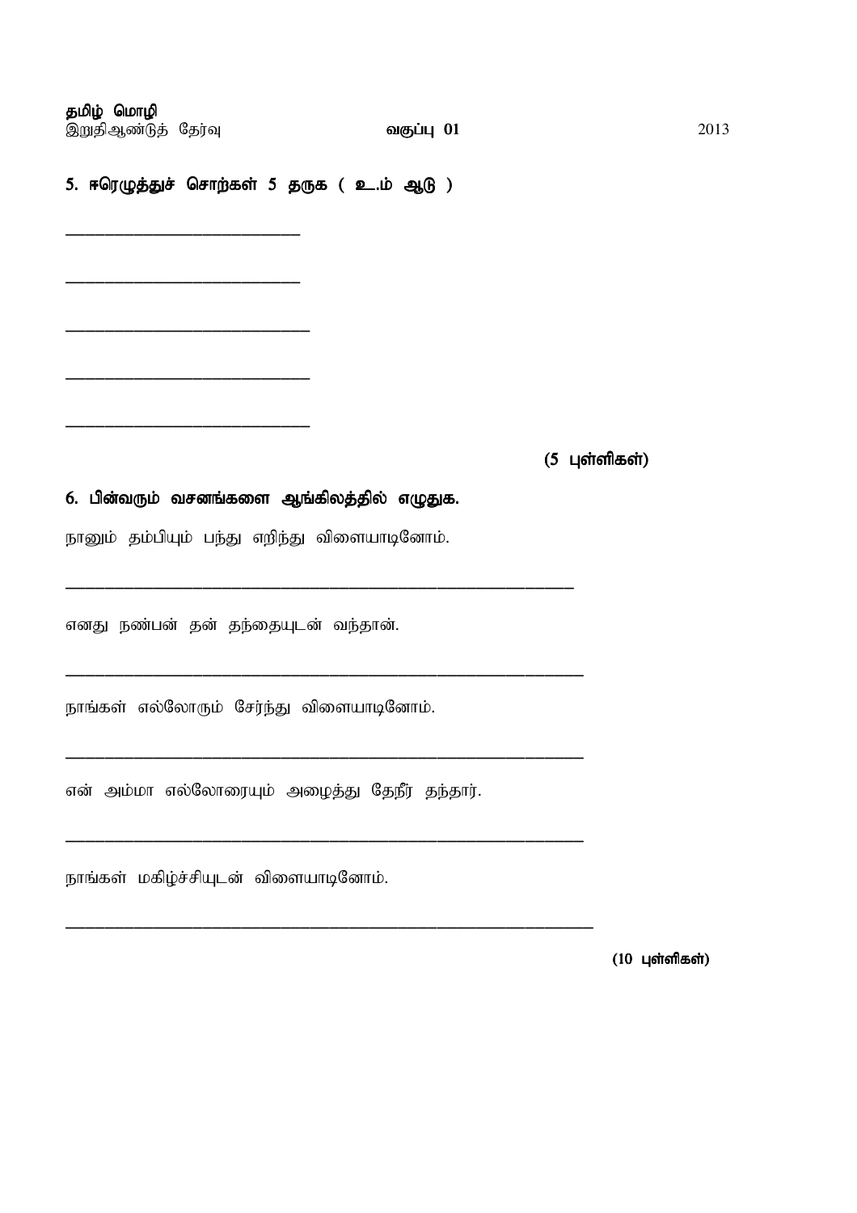**தமிழ் மொழி**
இறுதிஆண்டுத் தேர்வு **வகுப்பு 01** 2013

### 5. ஈரெழுத்துச் சொற்கள் 5 தருக ( உ.ம் ஆடு )

_____________________________

_____________________________

_____________________________

_____________________________

_____________________________

**(5 புள்ளிகள்)**

### 6. பின்வரும் வசனங்களை ஆங்கிலத்தில் எழுதுக.

நானும் தம்பியும் பந்து எறிந்து விளையாடினோம்.

_______________________________________________________________

எனது நண்பன் தன் தந்தையுடன் வந்தான்.

_______________________________________________________________

நாங்கள் எல்லோரும் சேர்ந்து விளையாடினோம்.

_______________________________________________________________

என் அம்மா எல்லோரையும் அழைத்து தேநீர் தந்தார்.

_______________________________________________________________

நாங்கள் மகிழ்ச்சியுடன் விளையாடினோம்.

_______________________________________________________________

**(10 புள்ளிகள்)**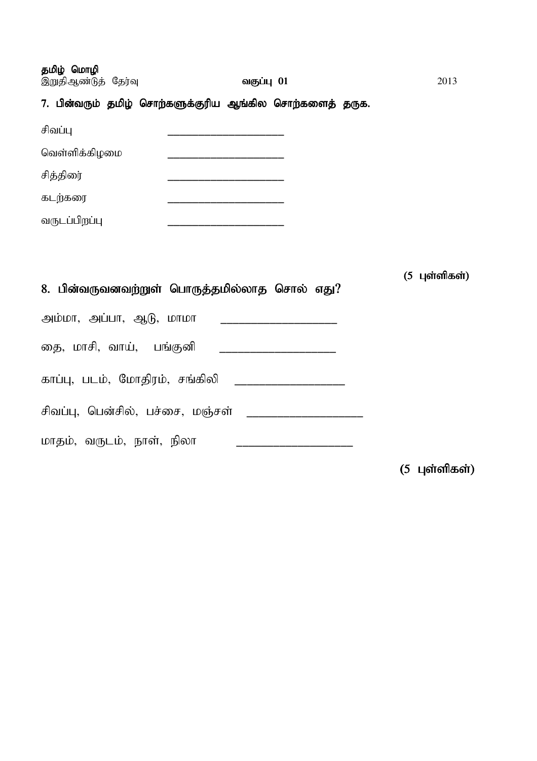**தமிழ் மொழி**
இறுதிஆண்டுத் தேர்வு **வகுப்பு 01** 2013

**7. பின்வரும் தமிழ் சொற்களுக்குரிய ஆங்கில சொற்களைத் தருக.**

சிவப்பு ____________________

வெள்ளிக்கிழமை ____________________

சித்திரை ____________________

கடற்கரை ____________________

வருடப்பிறப்பு ____________________

**(5 புள்ளிகள்)**

**8. பின்வருவனவற்றுள் பொருத்தமில்லாத சொல் எது?**

அம்மா, அப்பா, ஆடு, மாமா ____________________

தை, மாசி, வாய், பங்குனி ____________________

காப்பு, படம், மோதிரம், சங்கிலி ____________________

சிவப்பு, பென்சில், பச்சை, மஞ்சள் ____________________

மாதம், வருடம், நாள், நிலா ____________________

**(5 புள்ளிகள்)**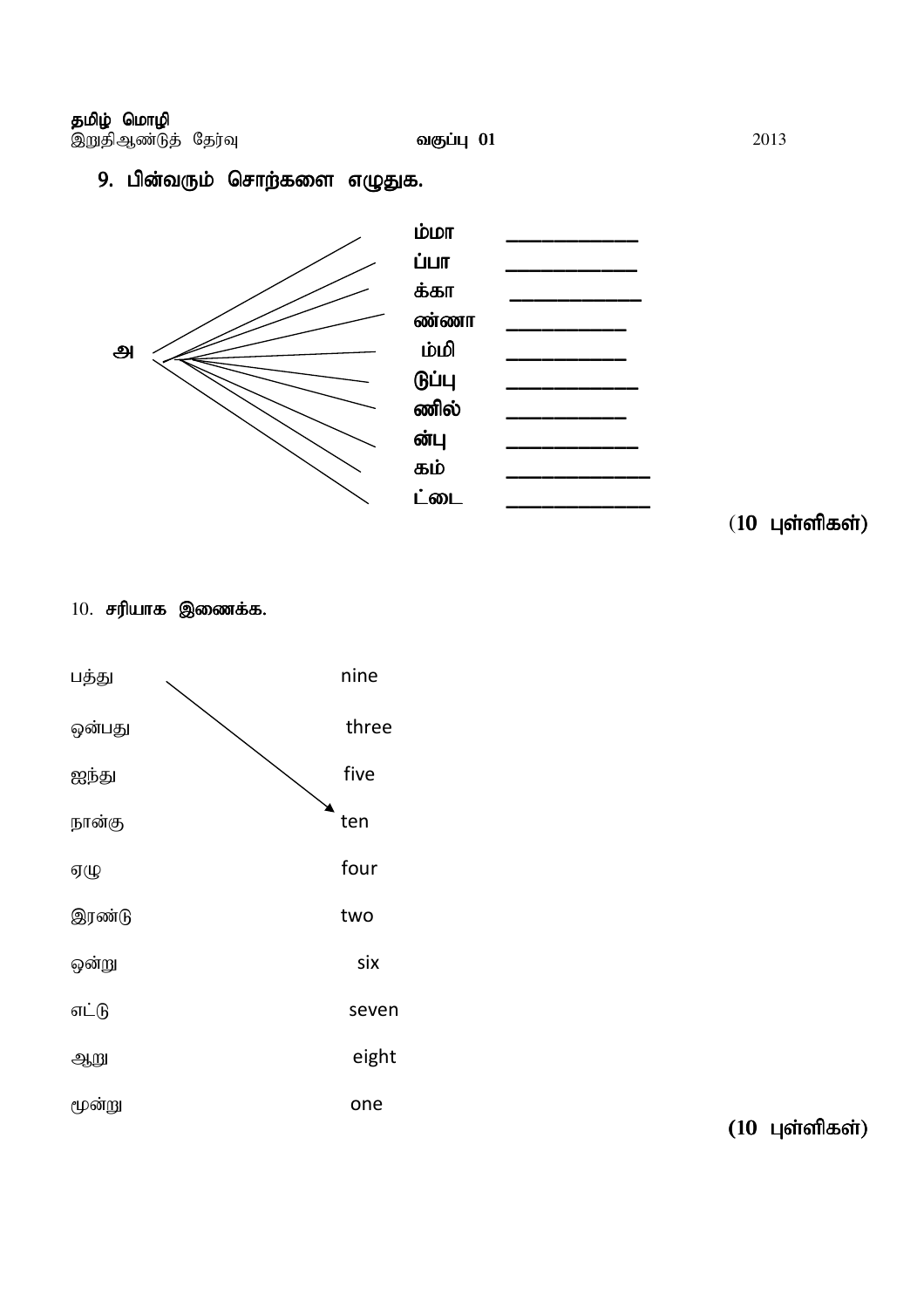**தமிழ் மொழி**
இறுதிஆண்டுத் தேர்வு **வகுப்பு 01** 2013

## 9. பின்வரும் சொற்களை எழுதுக.

அ

- ம்மா ____________
- ப்பா ____________
- க்கா ____________
- ண்ணா ____________
- ம்மி ____________
- டுப்பு ____________
- ணில் ____________
- ன்பு ____________
- கம் ____________
- ட்டை ____________

**(10 புள்ளிகள்)**

## 10. சரியாக இணைக்க.

| | |
|---|---|
| பத்து | nine |
| ஒன்பது | three |
| ஐந்து | five |
| நான்கு | ten |
| ஏழு | four |
| இரண்டு | two |
| ஒன்று | six |
| எட்டு | seven |
| ஆறு | eight |
| மூன்று | one |

**(10 புள்ளிகள்)**